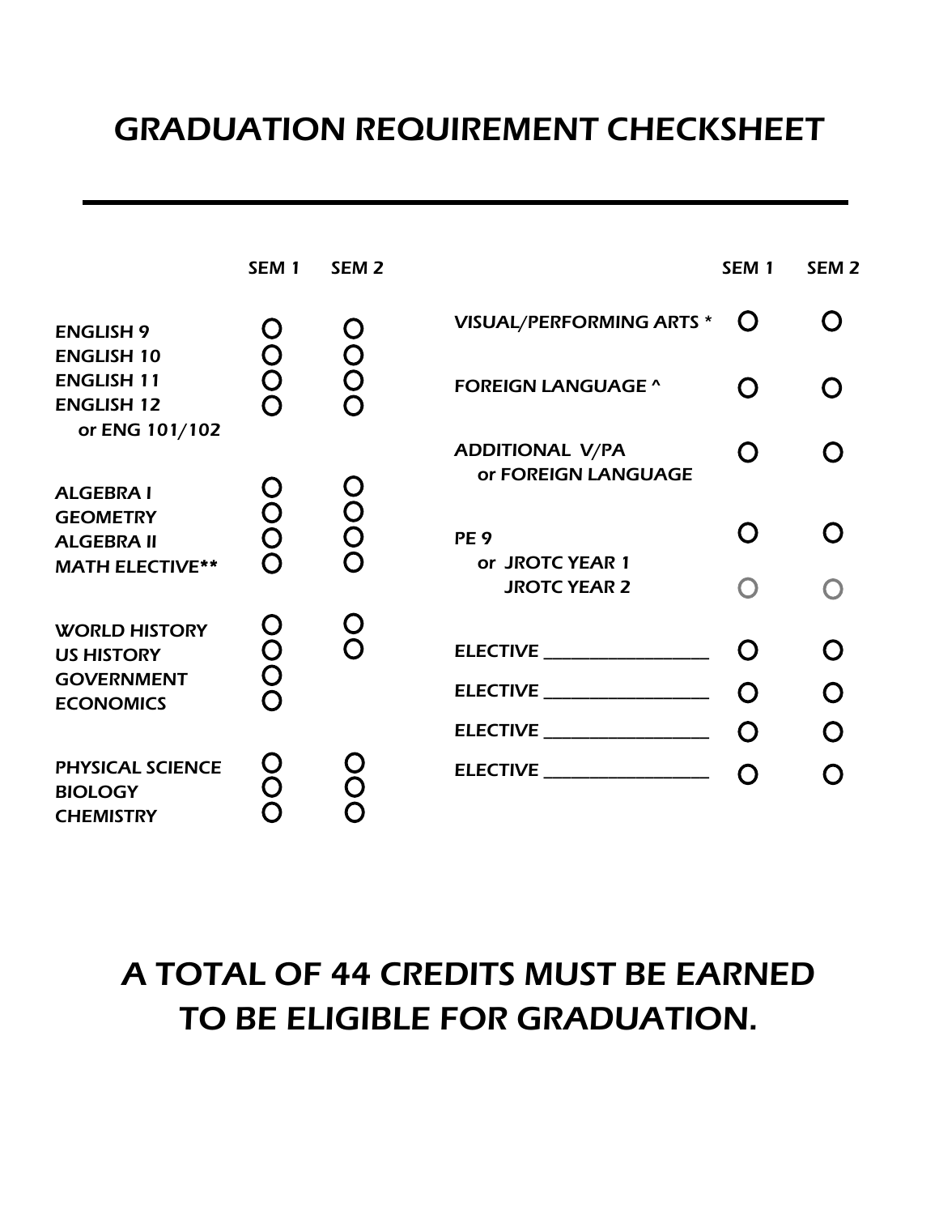# GRADUATION REQUIREMENT CHECKSHEET

---

| | SEM 1 | SEM 2 |
|---|---|---|
| ENGLISH 9 | O | O |
| ENGLISH 10 | O | O |
| ENGLISH 11 | O | O |
| ENGLISH 12 or ENG 101/102 | O | O |
| ALGEBRA I | O | O |
| GEOMETRY | O | O |
| ALGEBRA II | O | O |
| MATH ELECTIVE** | O | O |
| WORLD HISTORY | O | O |
| US HISTORY | O | O |
| GOVERNMENT | O | |
| ECONOMICS | O | |
| PHYSICAL SCIENCE | O | O |
| BIOLOGY | O | O |
| CHEMISTRY | O | O |

| | SEM 1 | SEM 2 |
|---|---|---|
| VISUAL/PERFORMING ARTS * | O | O |
| FOREIGN LANGUAGE ^ | O | O |
| ADDITIONAL V/PA or FOREIGN LANGUAGE | O | O |
| PE 9 or JROTC YEAR 1 | O | O |
| JROTC YEAR 2 | O | O |
| ELECTIVE ________________ | O | O |
| ELECTIVE ________________ | O | O |
| ELECTIVE ________________ | O | O |
| ELECTIVE ________________ | O | O |

## A TOTAL OF 44 CREDITS MUST BE EARNED TO BE ELIGIBLE FOR GRADUATION.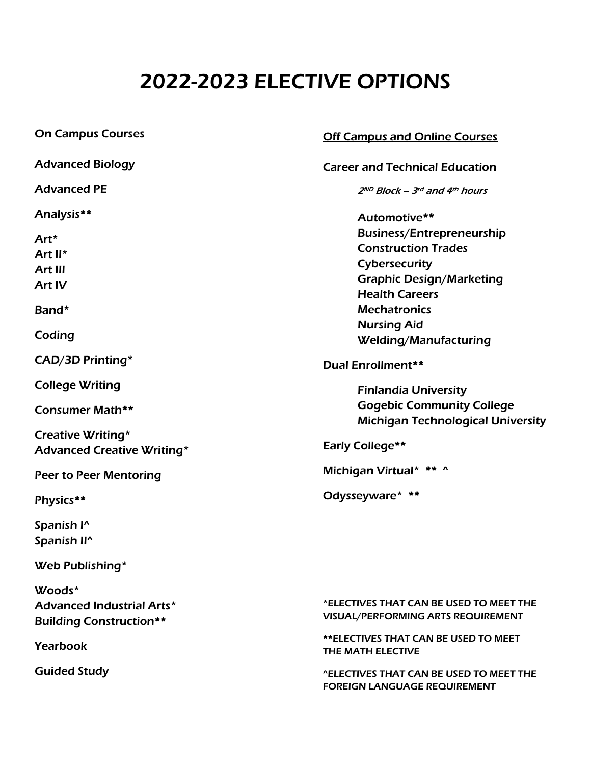# 2022-2023 ELECTIVE OPTIONS

<u>On Campus Courses</u>

Advanced Biology

Advanced PE

Analysis**

Art*
Art II*
Art III
Art IV

Band*

Coding

CAD/3D Printing*

College Writing

Consumer Math**

Creative Writing*
Advanced Creative Writing*

Peer to Peer Mentoring

Physics**

Spanish I^
Spanish II^

Web Publishing*

Woods*
Advanced Industrial Arts*
Building Construction**

Yearbook

Guided Study

<u>Off Campus and Online Courses</u>

Career and Technical Education

*2ND Block – 3rd and 4th hours*

- Automotive**
- Business/Entrepreneurship
- Construction Trades
- Cybersecurity
- Graphic Design/Marketing
- Health Careers
- Mechatronics
- Nursing Aid
- Welding/Manufacturing

Dual Enrollment**

- Finlandia University
- Gogebic Community College
- Michigan Technological University

Early College**

Michigan Virtual* ** ^

Odysseyware* **

*ELECTIVES THAT CAN BE USED TO MEET THE VISUAL/PERFORMING ARTS REQUIREMENT

**ELECTIVES THAT CAN BE USED TO MEET THE MATH ELECTIVE

^ELECTIVES THAT CAN BE USED TO MEET THE FOREIGN LANGUAGE REQUIREMENT